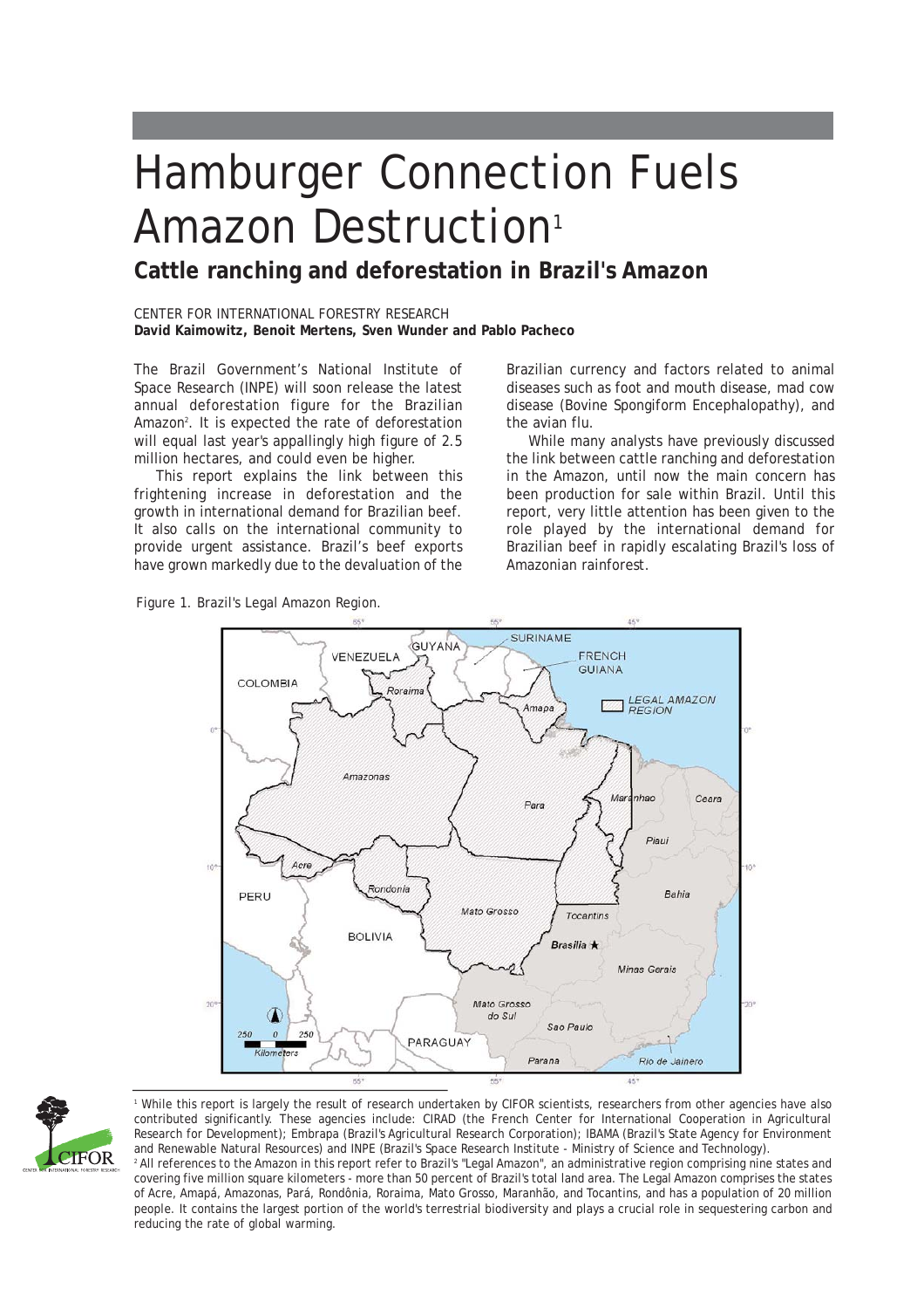# Hamburger Connection Fuels Amazon Destruction[1]

## Cattle ranching and deforestation in Brazil's Amazon

CENTER FOR INTERNATIONAL FORESTRY RESEARCH
**David Kaimowitz, Benoit Mertens, Sven Wunder and Pablo Pacheco**

The Brazil Government's National Institute of Space Research (INPE) will soon release the latest annual deforestation figure for the Brazilian Amazon[2]. It is expected the rate of deforestation will equal last year's appallingly high figure of 2.5 million hectares, and could even be higher.

This report explains the link between this frightening increase in deforestation and the growth in international demand for Brazilian beef. It also calls on the international community to provide urgent assistance. Brazil's beef exports have grown markedly due to the devaluation of the Brazilian currency and factors related to animal diseases such as foot and mouth disease, mad cow disease (Bovine Spongiform Encephalopathy), and the avian flu.

While many analysts have previously discussed the link between cattle ranching and deforestation in the Amazon, until now the main concern has been production for sale within Brazil. Until this report, very little attention has been given to the role played by the international demand for Brazilian beef in rapidly escalating Brazil's loss of Amazonian rainforest.

Figure 1. Brazil's Legal Amazon Region.

[1] While this report is largely the result of research undertaken by CIFOR scientists, researchers from other agencies have also contributed significantly. These agencies include: CIRAD (the French Center for International Cooperation in Agricultural Research for Development); Embrapa (Brazil's Agricultural Research Corporation); IBAMA (Brazil's State Agency for Environment and Renewable Natural Resources) and INPE (Brazil's Space Research Institute - Ministry of Science and Technology).

[2] All references to the Amazon in this report refer to Brazil's "Legal Amazon", an administrative region comprising nine states and covering five million square kilometers - more than 50 percent of Brazil's total land area. The Legal Amazon comprises the states of Acre, Amapá, Amazonas, Pará, Rondônia, Roraima, Mato Grosso, Maranhão, and Tocantins, and has a population of 20 million people. It contains the largest portion of the world's terrestrial biodiversity and plays a crucial role in sequestering carbon and reducing the rate of global warming.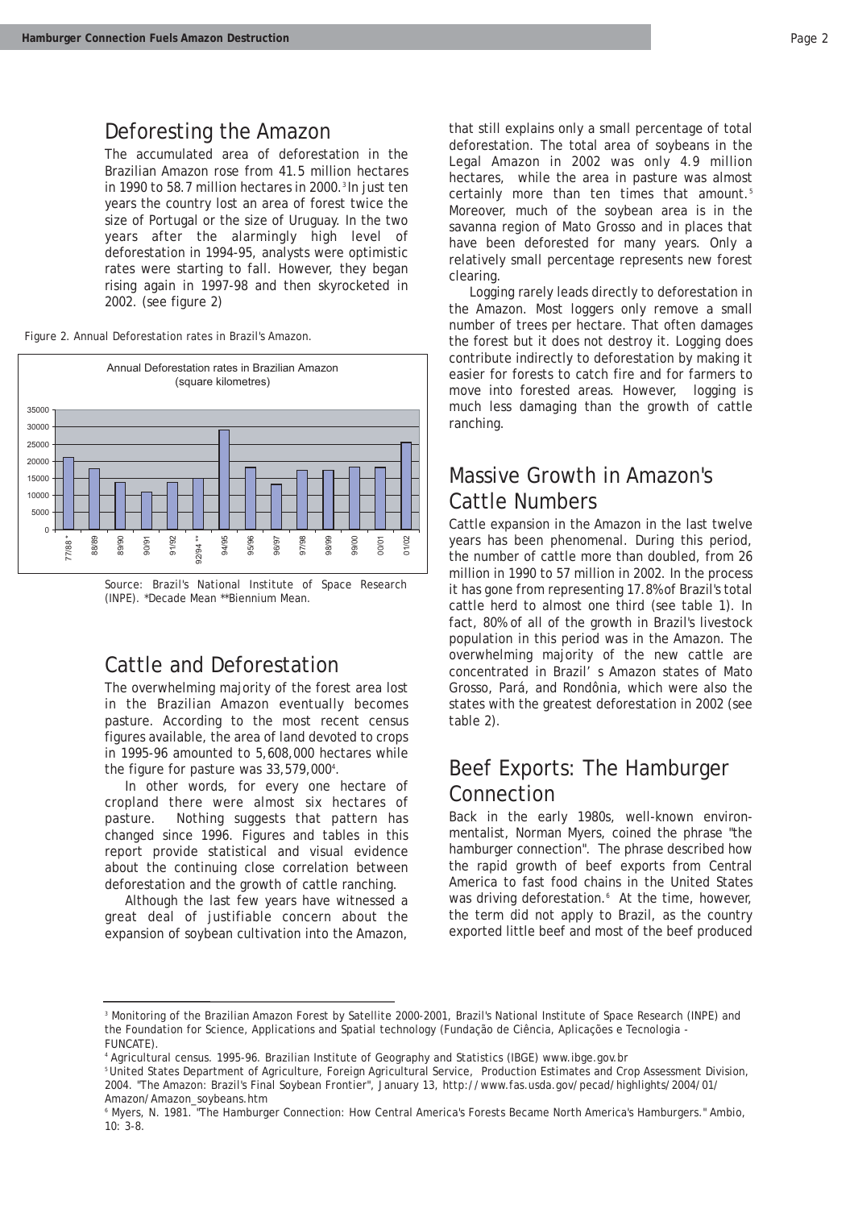## Deforesting the Amazon

The accumulated area of deforestation in the Brazilian Amazon rose from 41.5 million hectares in 1990 to 58.7 million hectares in 2000.[3] In just ten years the country lost an area of forest twice the size of Portugal or the size of Uruguay. In the two years after the alarmingly high level of deforestation in 1994-95, analysts were optimistic rates were starting to fall. However, they began rising again in 1997-98 and then skyrocketed in 2002. (see figure 2)

Figure 2. Annual Deforestation rates in Brazil's Amazon.

Source: Brazil's National Institute of Space Research (INPE). *Decade Mean **Biennium Mean.

## Cattle and Deforestation

The overwhelming majority of the forest area lost in the Brazilian Amazon eventually becomes pasture. According to the most recent census figures available, the area of land devoted to crops in 1995-96 amounted to 5,608,000 hectares while the figure for pasture was 33,579,000[4].

In other words, for every one hectare of cropland there were almost six hectares of pasture. Nothing suggests that pattern has changed since 1996. Figures and tables in this report provide statistical and visual evidence about the continuing close correlation between deforestation and the growth of cattle ranching.

Although the last few years have witnessed a great deal of justifiable concern about the expansion of soybean cultivation into the Amazon, that still explains only a small percentage of total deforestation. The total area of soybeans in the Legal Amazon in 2002 was only 4.9 million hectares, while the area in pasture was almost certainly more than ten times that amount.[5] Moreover, much of the soybean area is in the savanna region of Mato Grosso and in places that have been deforested for many years. Only a relatively small percentage represents new forest clearing.

Logging rarely leads directly to deforestation in the Amazon. Most loggers only remove a small number of trees per hectare. That often damages the forest but it does not destroy it. Logging does contribute indirectly to deforestation by making it easier for forests to catch fire and for farmers to move into forested areas. However, logging is much less damaging than the growth of cattle ranching.

## Massive Growth in Amazon's Cattle Numbers

Cattle expansion in the Amazon in the last twelve years has been phenomenal. During this period, the number of cattle more than doubled, from 26 million in 1990 to 57 million in 2002. In the process it has gone from representing 17.8% of Brazil's total cattle herd to almost one third (see table 1). In fact, 80% of all of the growth in Brazil's livestock population in this period was in the Amazon. The overwhelming majority of the new cattle are concentrated in Brazil's Amazon states of Mato Grosso, Pará, and Rondônia, which were also the states with the greatest deforestation in 2002 (see table 2).

## Beef Exports: The Hamburger Connection

Back in the early 1980s, well-known environmentalist, Norman Myers, coined the phrase "the hamburger connection". The phrase described how the rapid growth of beef exports from Central America to fast food chains in the United States was driving deforestation.[6] At the time, however, the term did not apply to Brazil, as the country exported little beef and most of the beef produced

---

[3] Monitoring of the Brazilian Amazon Forest by Satellite 2000-2001, Brazil's National Institute of Space Research (INPE) and the Foundation for Science, Applications and Spatial technology (Fundação de Ciência, Aplicações e Tecnologia - FUNCATE).

[4] Agricultural census. 1995-96. Brazilian Institute of Geography and Statistics (IBGE) www.ibge.gov.br

[5] United States Department of Agriculture, Foreign Agricultural Service, Production Estimates and Crop Assessment Division, 2004. "The Amazon: Brazil's Final Soybean Frontier", January 13, http://www.fas.usda.gov/pecad/highlights/2004/01/Amazon/Amazon_soybeans.htm

[6] Myers, N. 1981. "The Hamburger Connection: How Central America's Forests Became North America's Hamburgers." Ambio, 10: 3-8.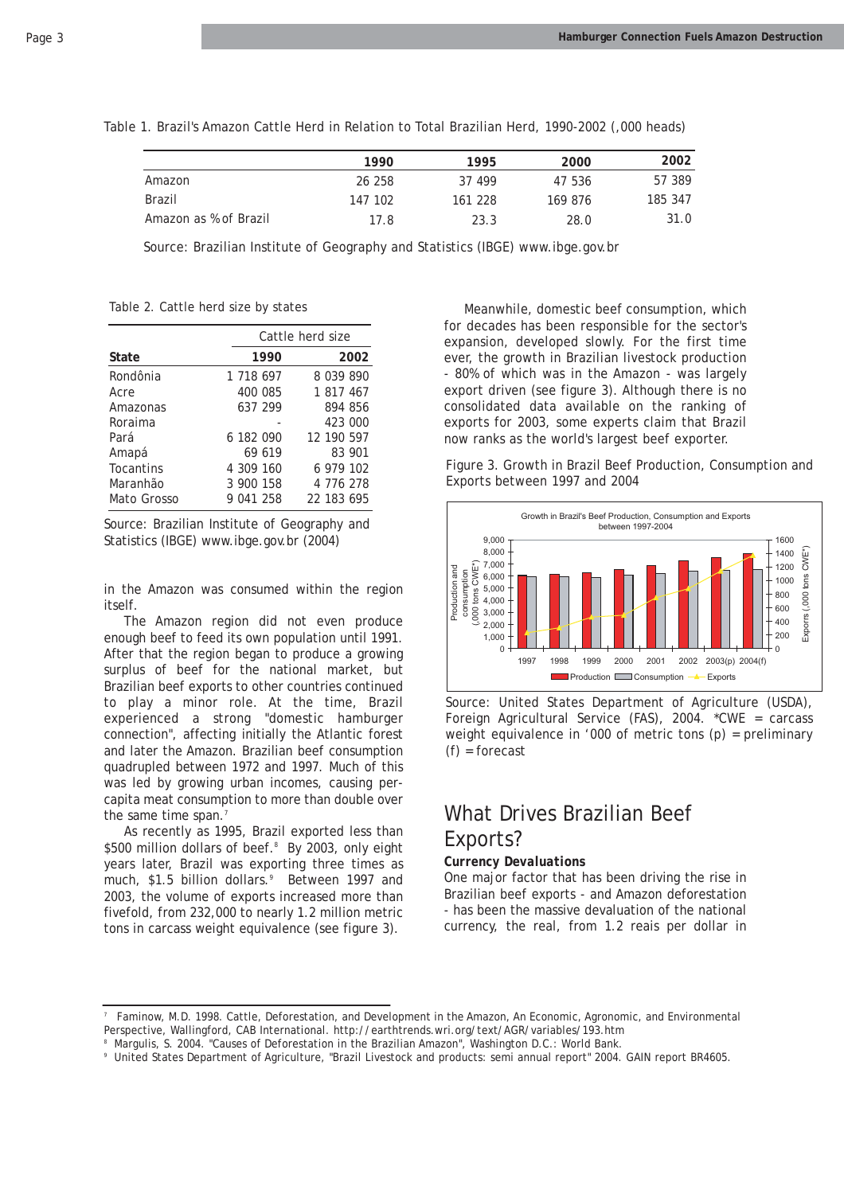Table 1. Brazil's Amazon Cattle Herd in Relation to Total Brazilian Herd, 1990-2002 (,000 heads)

| | 1990 | 1995 | 2000 | 2002 |
|---|---|---|---|---|
| Amazon | 26 258 | 37 499 | 47 536 | 57 389 |
| Brazil | 147 102 | 161 228 | 169 876 | 185 347 |
| Amazon as % of Brazil | 17.8 | 23.3 | 28.0 | 31.0 |

Source: Brazilian Institute of Geography and Statistics (IBGE) www.ibge.gov.br

Table 2. Cattle herd size by states

| | Cattle herd size | |
|---|---|---|
| **State** | **1990** | **2002** |
| Rondônia | 1 718 697 | 8 039 890 |
| Acre | 400 085 | 1 817 467 |
| Amazonas | 637 299 | 894 856 |
| Roraima | - | 423 000 |
| Pará | 6 182 090 | 12 190 597 |
| Amapá | 69 619 | 83 901 |
| Tocantins | 4 309 160 | 6 979 102 |
| Maranhão | 3 900 158 | 4 776 278 |
| Mato Grosso | 9 041 258 | 22 183 695 |

Source: Brazilian Institute of Geography and Statistics (IBGE) www.ibge.gov.br (2004)

in the Amazon was consumed within the region itself.

The Amazon region did not even produce enough beef to feed its own population until 1991. After that the region began to produce a growing surplus of beef for the national market, but Brazilian beef exports to other countries continued to play a minor role. At the time, Brazil experienced a strong "domestic hamburger connection", affecting initially the Atlantic forest and later the Amazon. Brazilian beef consumption quadrupled between 1972 and 1997. Much of this was led by growing urban incomes, causing per-capita meat consumption to more than double over the same time span.[7]

As recently as 1995, Brazil exported less than \$500 million dollars of beef.[8] By 2003, only eight years later, Brazil was exporting three times as much, \$1.5 billion dollars.[9] Between 1997 and 2003, the volume of exports increased more than fivefold, from 232,000 to nearly 1.2 million metric tons in carcass weight equivalence (see figure 3).

Meanwhile, domestic beef consumption, which for decades has been responsible for the sector's expansion, developed slowly. For the first time ever, the growth in Brazilian livestock production - 80% of which was in the Amazon - was largely export driven (see figure 3). Although there is no consolidated data available on the ranking of exports for 2003, some experts claim that Brazil now ranks as the world's largest beef exporter.

Figure 3. Growth in Brazil Beef Production, Consumption and Exports between 1997 and 2004

Source: United States Department of Agriculture (USDA), Foreign Agricultural Service (FAS), 2004. *CWE = carcass weight equivalence in '000 of metric tons (p) = preliminary (f) = forecast

## What Drives Brazilian Beef Exports?

### *Currency Devaluations*

One major factor that has been driving the rise in Brazilian beef exports - and Amazon deforestation - has been the massive devaluation of the national currency, the real, from 1.2 reais per dollar in

---

[7] Faminow, M.D. 1998. Cattle, Deforestation, and Development in the Amazon, An Economic, Agronomic, and Environmental Perspective, Wallingford, CAB International. http://earthtrends.wri.org/text/AGR/variables/193.htm

[8] Margulis, S. 2004. "Causes of Deforestation in the Brazilian Amazon", Washington D.C.: World Bank.

[9] United States Department of Agriculture, "Brazil Livestock and products: semi annual report" 2004. GAIN report BR4605.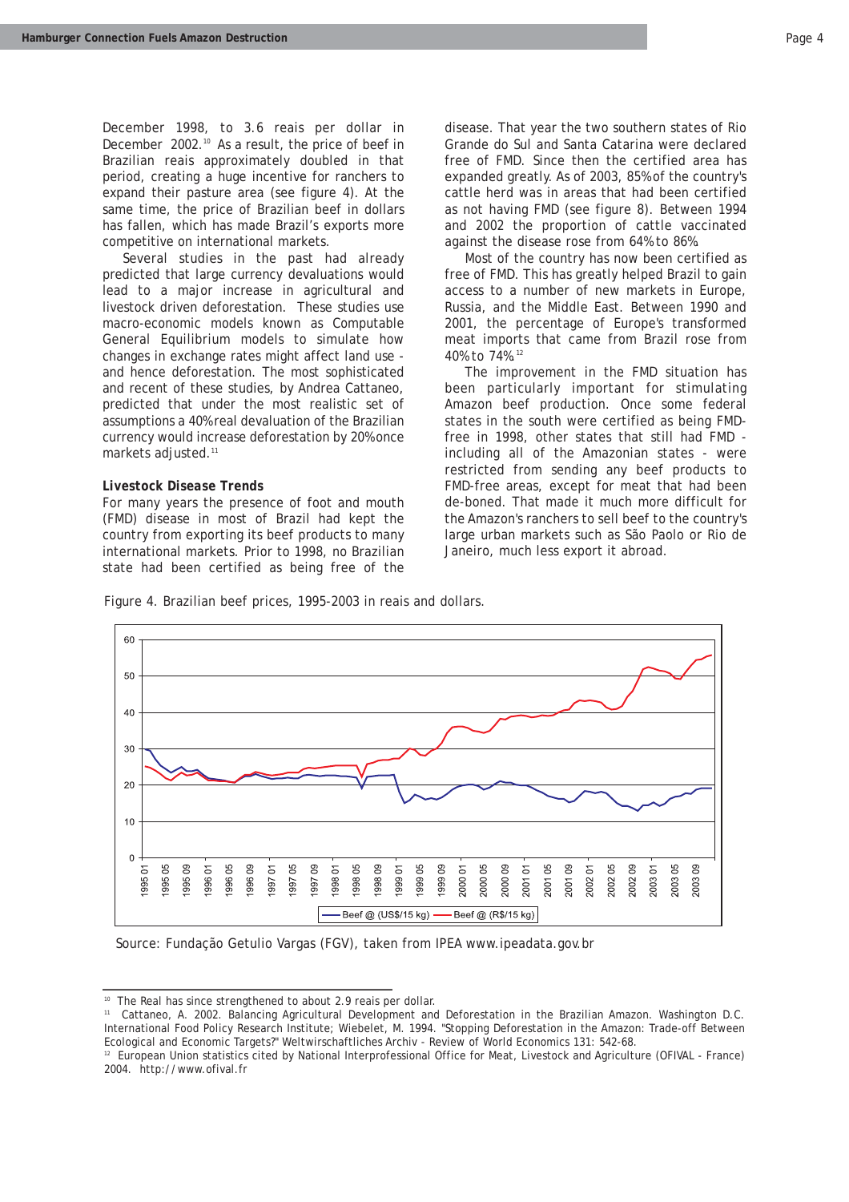December 1998, to 3.6 reais per dollar in December 2002.[10] As a result, the price of beef in Brazilian reais approximately doubled in that period, creating a huge incentive for ranchers to expand their pasture area (see figure 4). At the same time, the price of Brazilian beef in dollars has fallen, which has made Brazil's exports more competitive on international markets.

Several studies in the past had already predicted that large currency devaluations would lead to a major increase in agricultural and livestock driven deforestation. These studies use macro-economic models known as Computable General Equilibrium models to simulate how changes in exchange rates might affect land use - and hence deforestation. The most sophisticated and recent of these studies, by Andrea Cattaneo, predicted that under the most realistic set of assumptions a 40% real devaluation of the Brazilian currency would increase deforestation by 20% once markets adjusted.[11]

### Livestock Disease Trends

For many years the presence of foot and mouth (FMD) disease in most of Brazil had kept the country from exporting its beef products to many international markets. Prior to 1998, no Brazilian state had been certified as being free of the disease. That year the two southern states of Rio Grande do Sul and Santa Catarina were declared free of FMD. Since then the certified area has expanded greatly. As of 2003, 85% of the country's cattle herd was in areas that had been certified as not having FMD (see figure 8). Between 1994 and 2002 the proportion of cattle vaccinated against the disease rose from 64% to 86%.

Most of the country has now been certified as free of FMD. This has greatly helped Brazil to gain access to a number of new markets in Europe, Russia, and the Middle East. Between 1990 and 2001, the percentage of Europe's transformed meat imports that came from Brazil rose from 40% to 74%.[12]

The improvement in the FMD situation has been particularly important for stimulating Amazon beef production. Once some federal states in the south were certified as being FMD-free in 1998, other states that still had FMD - including all of the Amazonian states - were restricted from sending any beef products to FMD-free areas, except for meat that had been de-boned. That made it much more difficult for the Amazon's ranchers to sell beef to the country's large urban markets such as São Paolo or Rio de Janeiro, much less export it abroad.

Figure 4. Brazilian beef prices, 1995-2003 in reais and dollars.

Source: Fundação Getulio Vargas (FGV), taken from IPEA www.ipeadata.gov.br

---

[10] The Real has since strengthened to about 2.9 reais per dollar.

[11] Cattaneo, A. 2002. Balancing Agricultural Development and Deforestation in the Brazilian Amazon. Washington D.C. International Food Policy Research Institute; Wiebelet, M. 1994. "Stopping Deforestation in the Amazon: Trade-off Between Ecological and Economic Targets?" Weltwirschaftliches Archiv - Review of World Economics 131: 542-68.

[12] European Union statistics cited by National Interprofessional Office for Meat, Livestock and Agriculture (OFIVAL - France) 2004. http://www.ofival.fr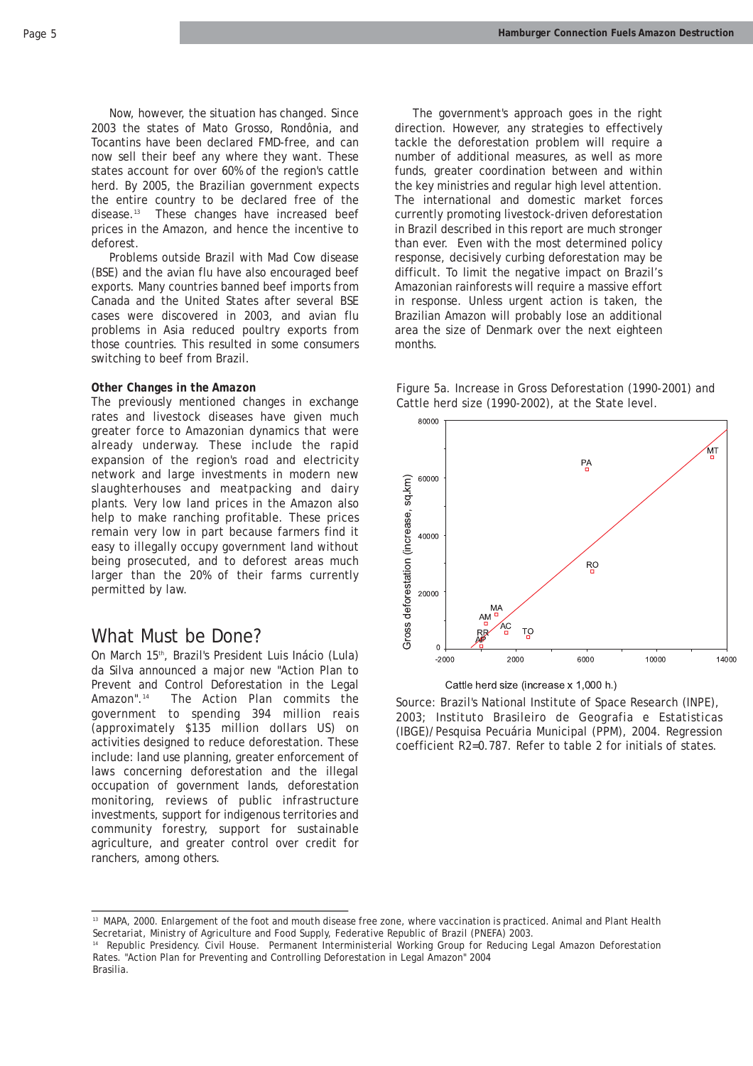Now, however, the situation has changed. Since 2003 the states of Mato Grosso, Rondônia, and Tocantins have been declared FMD-free, and can now sell their beef any where they want. These states account for over 60% of the region's cattle herd. By 2005, the Brazilian government expects the entire country to be declared free of the disease.[13] These changes have increased beef prices in the Amazon, and hence the incentive to deforest.

Problems outside Brazil with Mad Cow disease (BSE) and the avian flu have also encouraged beef exports. Many countries banned beef imports from Canada and the United States after several BSE cases were discovered in 2003, and avian flu problems in Asia reduced poultry exports from those countries. This resulted in some consumers switching to beef from Brazil.

### *Other Changes in the Amazon*

The previously mentioned changes in exchange rates and livestock diseases have given much greater force to Amazonian dynamics that were already underway. These include the rapid expansion of the region's road and electricity network and large investments in modern new slaughterhouses and meatpacking and dairy plants. Very low land prices in the Amazon also help to make ranching profitable. These prices remain very low in part because farmers find it easy to illegally occupy government land without being prosecuted, and to deforest areas much larger than the 20% of their farms currently permitted by law.

## What Must be Done?

On March 15th, Brazil's President Luis Inácio (Lula) da Silva announced a major new "Action Plan to Prevent and Control Deforestation in the Legal Amazon".[14] The Action Plan commits the government to spending 394 million reais (approximately $135 million dollars US) on activities designed to reduce deforestation. These include: land use planning, greater enforcement of laws concerning deforestation and the illegal occupation of government lands, deforestation monitoring, reviews of public infrastructure investments, support for indigenous territories and community forestry, support for sustainable agriculture, and greater control over credit for ranchers, among others.

The government's approach goes in the right direction. However, any strategies to effectively tackle the deforestation problem will require a number of additional measures, as well as more funds, greater coordination between and within the key ministries and regular high level attention. The international and domestic market forces currently promoting livestock-driven deforestation in Brazil described in this report are much stronger than ever. Even with the most determined policy response, decisively curbing deforestation may be difficult. To limit the negative impact on Brazil's Amazonian rainforests will require a massive effort in response. Unless urgent action is taken, the Brazilian Amazon will probably lose an additional area the size of Denmark over the next eighteen months.

Figure 5a. Increase in Gross Deforestation (1990-2001) and Cattle herd size (1990-2002), at the State level.

Gross deforestation (increase, sq.km)

80000
60000
40000
20000
0

PA
MT
RO
MA
AM
RR
AP
AC
TO

-2000
2000
6000
10000
14000

Cattle herd size (increase x 1,000 h.)

Source: Brazil's National Institute of Space Research (INPE), 2003; Instituto Brasileiro de Geografia e Estatisticas (IBGE)/Pesquisa Pecuária Municipal (PPM), 2004. Regression coefficient R2=0.787. Refer to table 2 for initials of states.

---

[13] MAPA, 2000. Enlargement of the foot and mouth disease free zone, where vaccination is practiced. Animal and Plant Health Secretariat, Ministry of Agriculture and Food Supply, Federative Republic of Brazil (PNEFA) 2003.

[14] Republic Presidency. Civil House. Permanent Interministerial Working Group for Reducing Legal Amazon Deforestation Rates. "Action Plan for Preventing and Controlling Deforestation in Legal Amazon" 2004 Brasilia.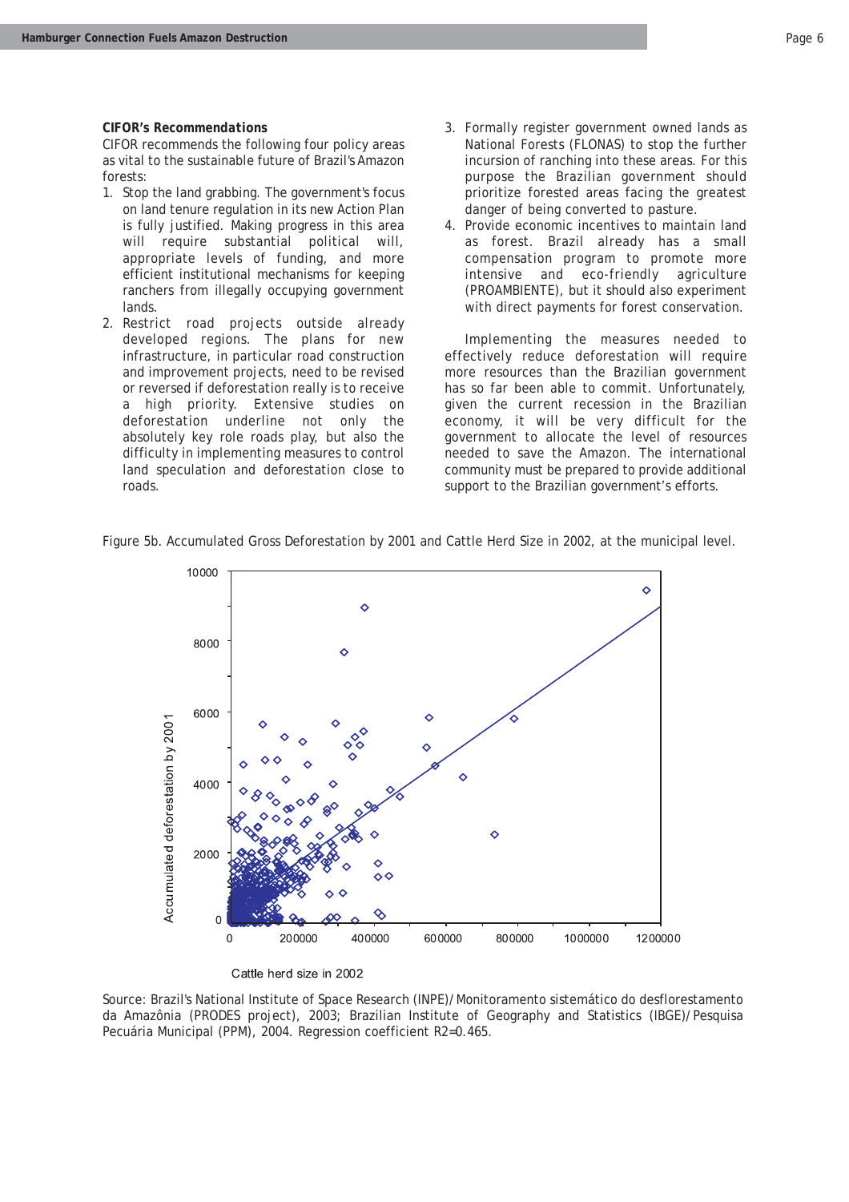**CIFOR's Recommendations**

CIFOR recommends the following four policy areas as vital to the sustainable future of Brazil's Amazon forests:

1. Stop the land grabbing. The government's focus on land tenure regulation in its new Action Plan is fully justified. Making progress in this area will require substantial political will, appropriate levels of funding, and more efficient institutional mechanisms for keeping ranchers from illegally occupying government lands.
2. Restrict road projects outside already developed regions. The plans for new infrastructure, in particular road construction and improvement projects, need to be revised or reversed if deforestation really is to receive a high priority. Extensive studies on deforestation underline not only the absolutely key role roads play, but also the difficulty in implementing measures to control land speculation and deforestation close to roads.
3. Formally register government owned lands as National Forests (FLONAS) to stop the further incursion of ranching into these areas. For this purpose the Brazilian government should prioritize forested areas facing the greatest danger of being converted to pasture.
4. Provide economic incentives to maintain land as forest. Brazil already has a small compensation program to promote more intensive and eco-friendly agriculture (PROAMBIENTE), but it should also experiment with direct payments for forest conservation.

Implementing the measures needed to effectively reduce deforestation will require more resources than the Brazilian government has so far been able to commit. Unfortunately, given the current recession in the Brazilian economy, it will be very difficult for the government to allocate the level of resources needed to save the Amazon. The international community must be prepared to provide additional support to the Brazilian government's efforts.

Figure 5b. Accumulated Gross Deforestation by 2001 and Cattle Herd Size in 2002, at the municipal level.

Source: Brazil's National Institute of Space Research (INPE)/Monitoramento sistemático do desflorestamento da Amazônia (PRODES project), 2003; Brazilian Institute of Geography and Statistics (IBGE)/Pesquisa Pecuária Municipal (PPM), 2004. Regression coefficient $R2=0.465$.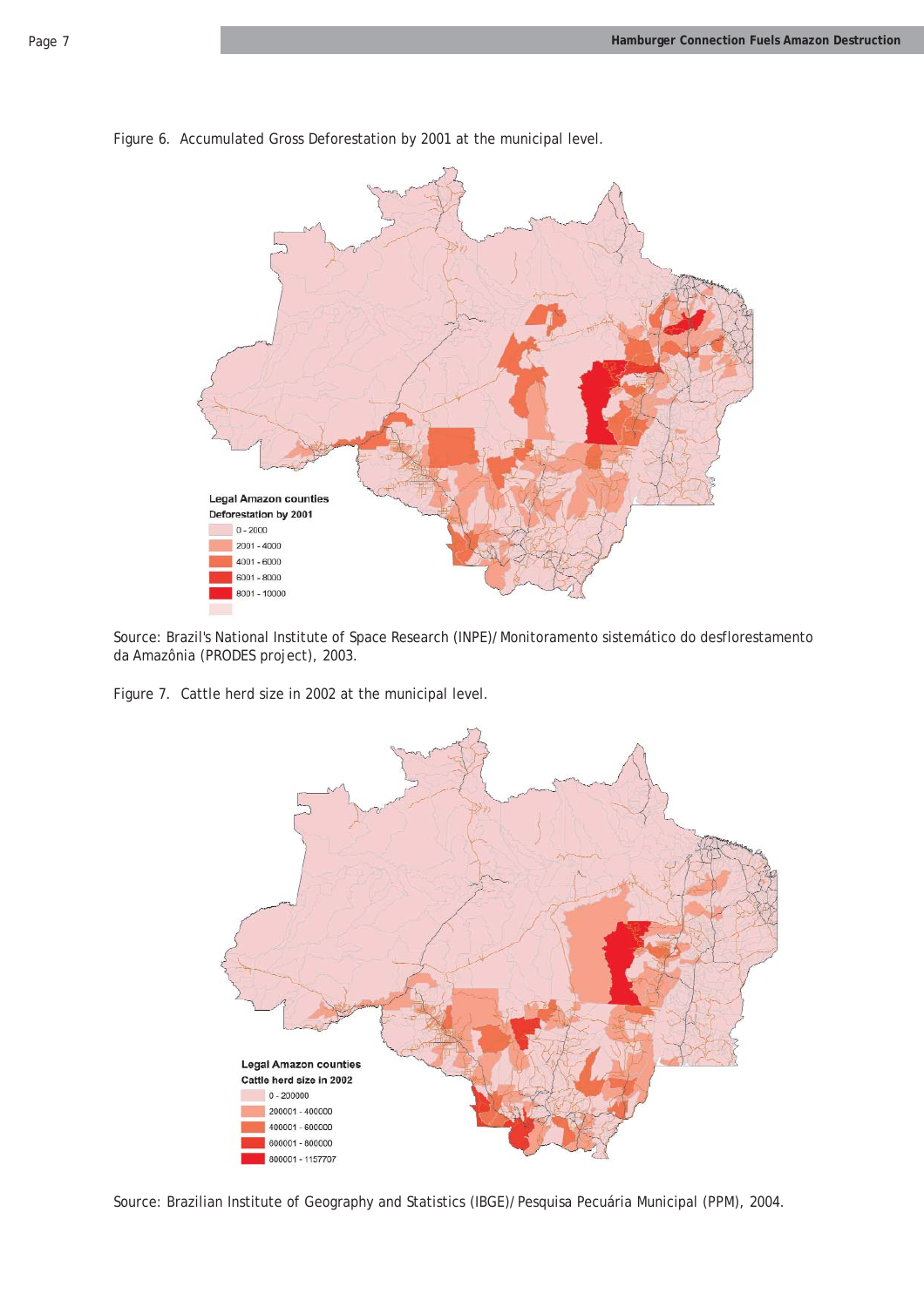Figure 6. Accumulated Gross Deforestation by 2001 at the municipal level.

Source: Brazil's National Institute of Space Research (INPE)/Monitoramento sistemático do desflorestamento da Amazônia (PRODES project), 2003.

Figure 7. Cattle herd size in 2002 at the municipal level.

Source: Brazilian Institute of Geography and Statistics (IBGE)/Pesquisa Pecuária Municipal (PPM), 2004.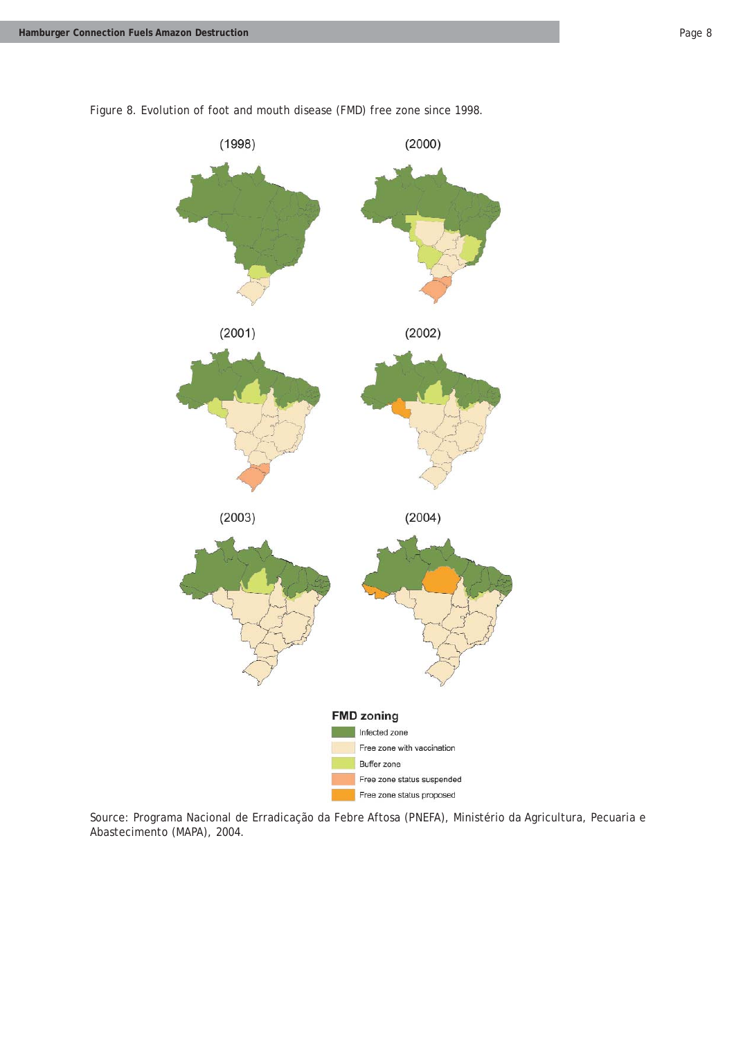Figure 8. Evolution of foot and mouth disease (FMD) free zone since 1998.

Source: Programa Nacional de Erradicação da Febre Aftosa (PNEFA), Ministério da Agricultura, Pecuaria e Abastecimento (MAPA), 2004.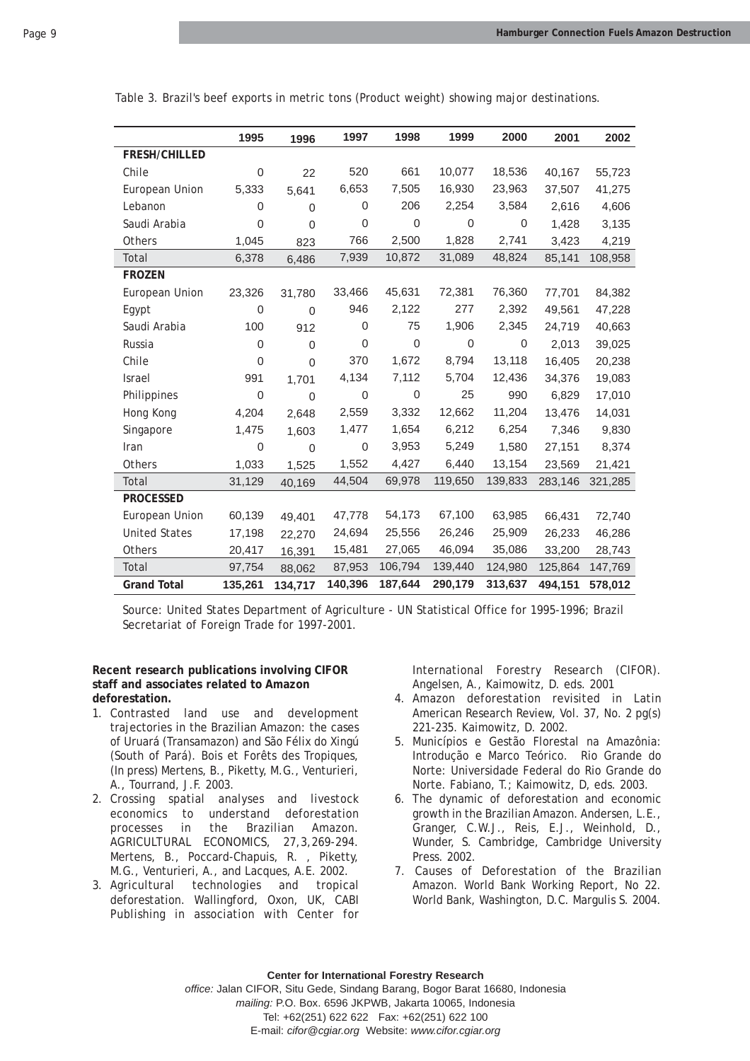Table 3. Brazil's beef exports in metric tons (Product weight) showing major destinations.

| | 1995 | 1996 | 1997 | 1998 | 1999 | 2000 | 2001 | 2002 |
|---|---|---|---|---|---|---|---|---|
| **FRESH/CHILLED** | | | | | | | | |
| Chile | 0 | 22 | 520 | 661 | 10,077 | 18,536 | 40,167 | 55,723 |
| European Union | 5,333 | 5,641 | 6,653 | 7,505 | 16,930 | 23,963 | 37,507 | 41,275 |
| Lebanon | 0 | 0 | 0 | 206 | 2,254 | 3,584 | 2,616 | 4,606 |
| Saudi Arabia | 0 | 0 | 0 | 0 | 0 | 0 | 1,428 | 3,135 |
| Others | 1,045 | 823 | 766 | 2,500 | 1,828 | 2,741 | 3,423 | 4,219 |
| Total | 6,378 | 6,486 | 7,939 | 10,872 | 31,089 | 48,824 | 85,141 | 108,958 |
| **FROZEN** | | | | | | | | |
| European Union | 23,326 | 31,780 | 33,466 | 45,631 | 72,381 | 76,360 | 77,701 | 84,382 |
| Egypt | 0 | 0 | 946 | 2,122 | 277 | 2,392 | 49,561 | 47,228 |
| Saudi Arabia | 100 | 912 | 0 | 75 | 1,906 | 2,345 | 24,719 | 40,663 |
| Russia | 0 | 0 | 0 | 0 | 0 | 0 | 2,013 | 39,025 |
| Chile | 0 | 0 | 370 | 1,672 | 8,794 | 13,118 | 16,405 | 20,238 |
| Israel | 991 | 1,701 | 4,134 | 7,112 | 5,704 | 12,436 | 34,376 | 19,083 |
| Philippines | 0 | 0 | 0 | 0 | 25 | 990 | 6,829 | 17,010 |
| Hong Kong | 4,204 | 2,648 | 2,559 | 3,332 | 12,662 | 11,204 | 13,476 | 14,031 |
| Singapore | 1,475 | 1,603 | 1,477 | 1,654 | 6,212 | 6,254 | 7,346 | 9,830 |
| Iran | 0 | 0 | 0 | 3,953 | 5,249 | 1,580 | 27,151 | 8,374 |
| Others | 1,033 | 1,525 | 1,552 | 4,427 | 6,440 | 13,154 | 23,569 | 21,421 |
| Total | 31,129 | 40,169 | 44,504 | 69,978 | 119,650 | 139,833 | 283,146 | 321,285 |
| **PROCESSED** | | | | | | | | |
| European Union | 60,139 | 49,401 | 47,778 | 54,173 | 67,100 | 63,985 | 66,431 | 72,740 |
| United States | 17,198 | 22,270 | 24,694 | 25,556 | 26,246 | 25,909 | 26,233 | 46,286 |
| Others | 20,417 | 16,391 | 15,481 | 27,065 | 46,094 | 35,086 | 33,200 | 28,743 |
| Total | 97,754 | 88,062 | 87,953 | 106,794 | 139,440 | 124,980 | 125,864 | 147,769 |
| **Grand Total** | **135,261** | **134,717** | **140,396** | **187,644** | **290,179** | **313,637** | **494,151** | **578,012** |

Source: United States Department of Agriculture - UN Statistical Office for 1995-1996; Brazil Secretariat of Foreign Trade for 1997-2001.

**Recent research publications involving CIFOR staff and associates related to Amazon deforestation.**

1. Contrasted land use and development trajectories in the Brazilian Amazon: the cases of Uruará (Transamazon) and São Félix do Xingú (South of Pará). Bois et Forêts des Tropiques, (In press) Mertens, B., Piketty, M.G., Venturieri, A., Tourrand, J.F. 2003.
2. Crossing spatial analyses and livestock economics to understand deforestation processes in the Brazilian Amazon. AGRICULTURAL ECONOMICS, 27,3,269-294. Mertens, B., Poccard-Chapuis, R. , Piketty, M.G., Venturieri, A., and Lacques, A.E. 2002.
3. Agricultural technologies and tropical deforestation. Wallingford, Oxon, UK, CABI Publishing in association with Center for International Forestry Research (CIFOR). Angelsen, A., Kaimowitz, D. eds. 2001
4. Amazon deforestation revisited in Latin American Research Review, Vol. 37, No. 2 pg(s) 221-235. Kaimowitz, D. 2002.
5. Municípios e Gestão Florestal na Amazônia: Introdução e Marco Teórico. Rio Grande do Norte: Universidade Federal do Rio Grande do Norte. Fabiano, T.; Kaimowitz, D, eds. 2003.
6. The dynamic of deforestation and economic growth in the Brazilian Amazon. Andersen, L.E., Granger, C.W.J., Reis, E.J., Weinhold, D., Wunder, S. Cambridge, Cambridge University Press. 2002.
7. Causes of Deforestation of the Brazilian Amazon. World Bank Working Report, No 22. World Bank, Washington, D.C. Margulis S. 2004.

**Center for International Forestry Research**

*office:* Jalan CIFOR, Situ Gede, Sindang Barang, Bogor Barat 16680, Indonesia
*mailing:* P.O. Box. 6596 JKPWB, Jakarta 10065, Indonesia
Tel: +62(251) 622 622 Fax: +62(251) 622 100
E-mail: *cifor@cgiar.org* Website: *www.cifor.cgiar.org*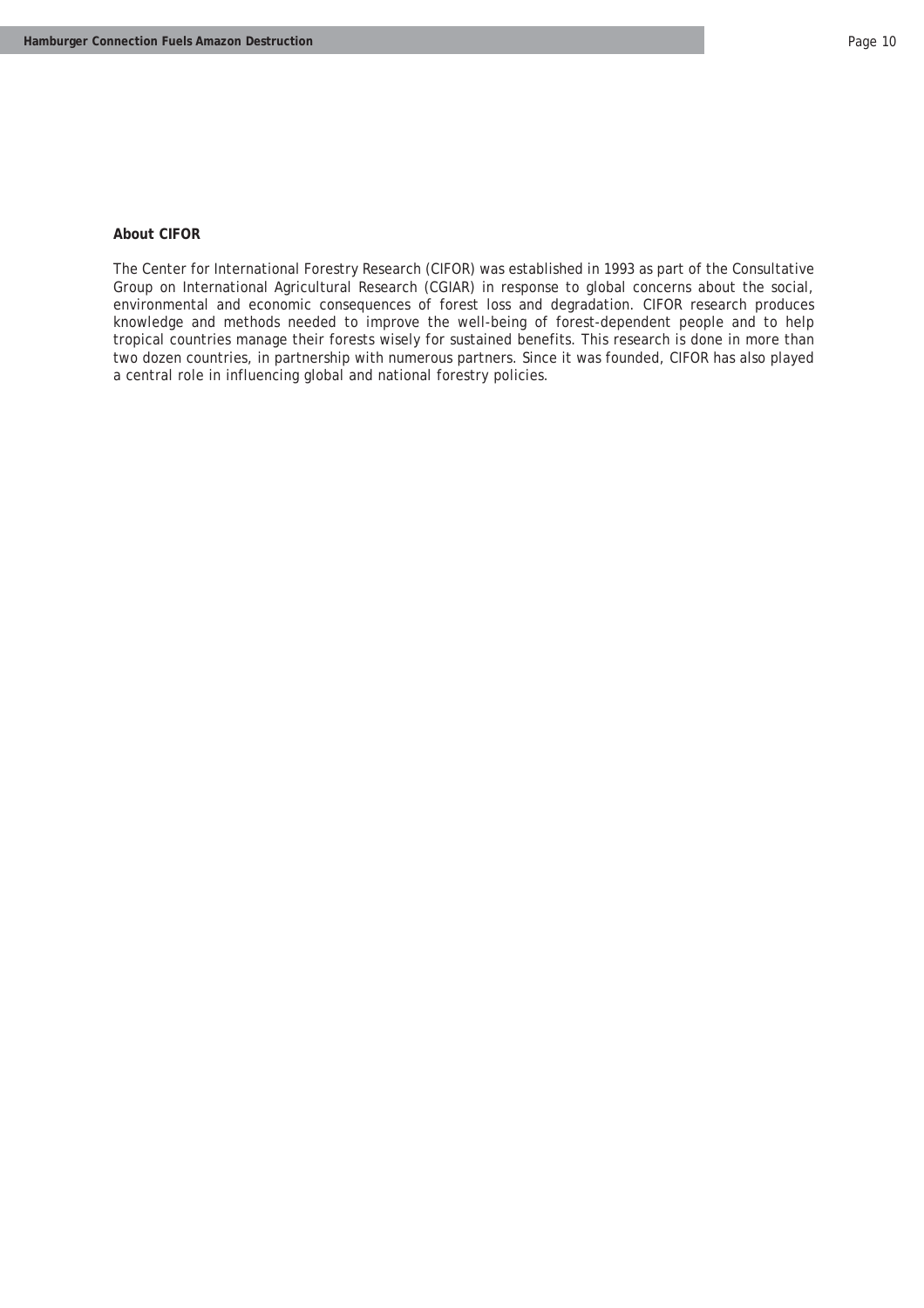**About CIFOR**

The Center for International Forestry Research (CIFOR) was established in 1993 as part of the Consultative Group on International Agricultural Research (CGIAR) in response to global concerns about the social, environmental and economic consequences of forest loss and degradation. CIFOR research produces knowledge and methods needed to improve the well-being of forest-dependent people and to help tropical countries manage their forests wisely for sustained benefits. This research is done in more than two dozen countries, in partnership with numerous partners. Since it was founded, CIFOR has also played a central role in influencing global and national forestry policies.